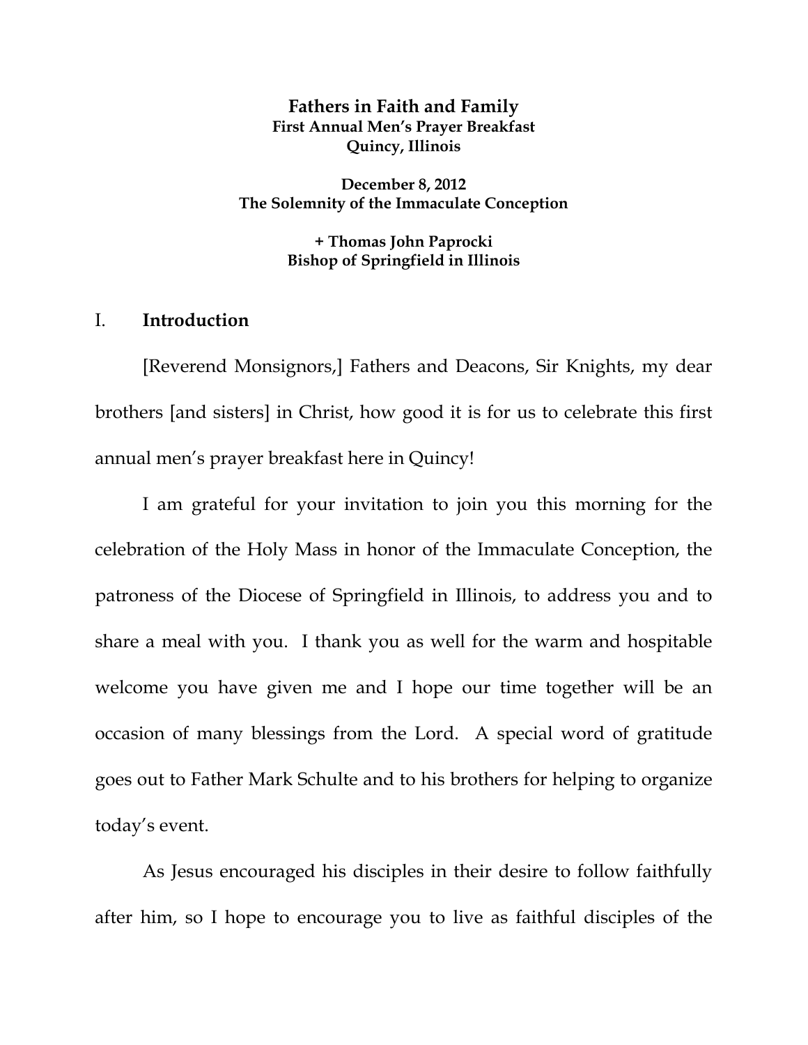**Fathers in Faith and Family**
**First Annual Men's Prayer Breakfast**
**Quincy, Illinois**

**December 8, 2012**
**The Solemnity of the Immaculate Conception**

**+ Thomas John Paprocki**
**Bishop of Springfield in Illinois**

## I. Introduction

[Reverend Monsignors,] Fathers and Deacons, Sir Knights, my dear brothers [and sisters] in Christ, how good it is for us to celebrate this first annual men's prayer breakfast here in Quincy!

I am grateful for your invitation to join you this morning for the celebration of the Holy Mass in honor of the Immaculate Conception, the patroness of the Diocese of Springfield in Illinois, to address you and to share a meal with you. I thank you as well for the warm and hospitable welcome you have given me and I hope our time together will be an occasion of many blessings from the Lord. A special word of gratitude goes out to Father Mark Schulte and to his brothers for helping to organize today's event.

As Jesus encouraged his disciples in their desire to follow faithfully after him, so I hope to encourage you to live as faithful disciples of the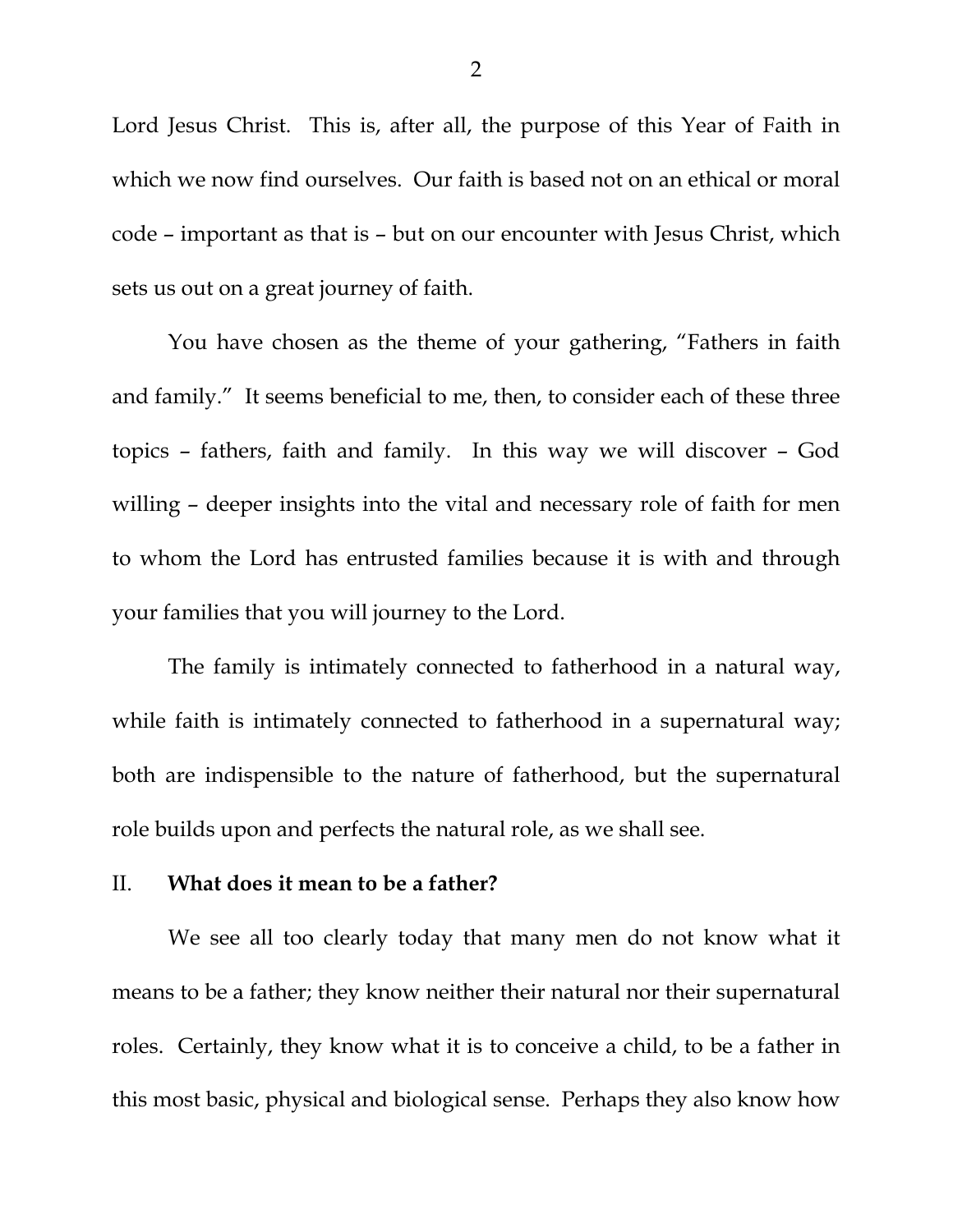Lord Jesus Christ. This is, after all, the purpose of this Year of Faith in which we now find ourselves. Our faith is based not on an ethical or moral code – important as that is – but on our encounter with Jesus Christ, which sets us out on a great journey of faith.

You have chosen as the theme of your gathering, "Fathers in faith and family." It seems beneficial to me, then, to consider each of these three topics – fathers, faith and family. In this way we will discover – God willing – deeper insights into the vital and necessary role of faith for men to whom the Lord has entrusted families because it is with and through your families that you will journey to the Lord.

The family is intimately connected to fatherhood in a natural way, while faith is intimately connected to fatherhood in a supernatural way; both are indispensible to the nature of fatherhood, but the supernatural role builds upon and perfects the natural role, as we shall see.

## II. **What does it mean to be a father?**

We see all too clearly today that many men do not know what it means to be a father; they know neither their natural nor their supernatural roles. Certainly, they know what it is to conceive a child, to be a father in this most basic, physical and biological sense. Perhaps they also know how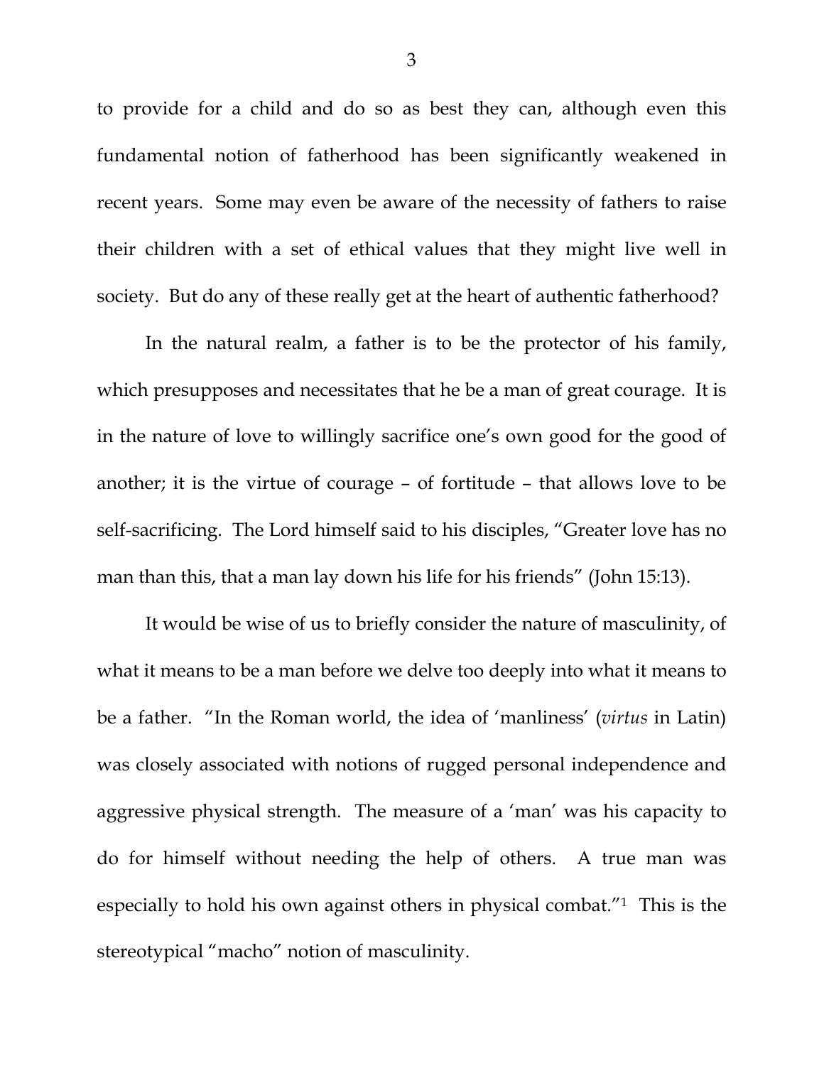to provide for a child and do so as best they can, although even this fundamental notion of fatherhood has been significantly weakened in recent years. Some may even be aware of the necessity of fathers to raise their children with a set of ethical values that they might live well in society. But do any of these really get at the heart of authentic fatherhood?

In the natural realm, a father is to be the protector of his family, which presupposes and necessitates that he be a man of great courage. It is in the nature of love to willingly sacrifice one's own good for the good of another; it is the virtue of courage – of fortitude – that allows love to be self-sacrificing. The Lord himself said to his disciples, "Greater love has no man than this, that a man lay down his life for his friends" (John 15:13).

It would be wise of us to briefly consider the nature of masculinity, of what it means to be a man before we delve too deeply into what it means to be a father. "In the Roman world, the idea of 'manliness' (*virtus* in Latin) was closely associated with notions of rugged personal independence and aggressive physical strength. The measure of a 'man' was his capacity to do for himself without needing the help of others. A true man was especially to hold his own against others in physical combat."[1] This is the stereotypical "macho" notion of masculinity.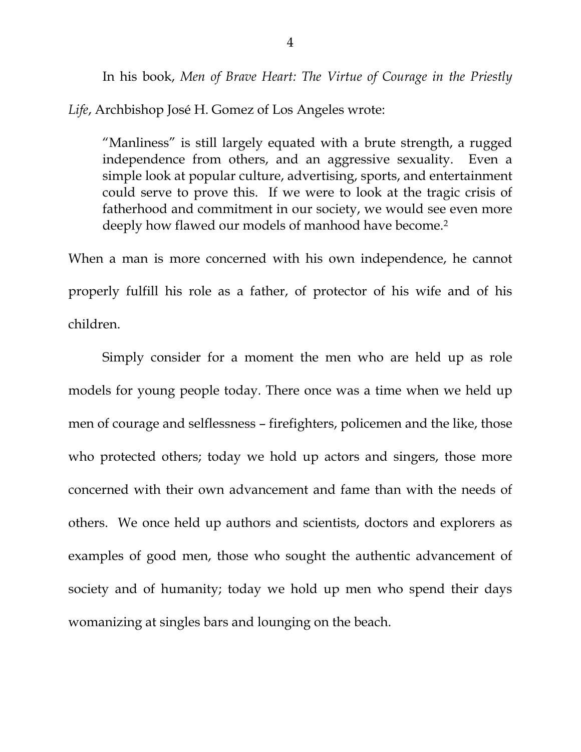In his book, *Men of Brave Heart: The Virtue of Courage in the Priestly Life*, Archbishop José H. Gomez of Los Angeles wrote:

> "Manliness" is still largely equated with a brute strength, a rugged independence from others, and an aggressive sexuality. Even a simple look at popular culture, advertising, sports, and entertainment could serve to prove this. If we were to look at the tragic crisis of fatherhood and commitment in our society, we would see even more deeply how flawed our models of manhood have become.[2]

When a man is more concerned with his own independence, he cannot properly fulfill his role as a father, of protector of his wife and of his children.

Simply consider for a moment the men who are held up as role models for young people today. There once was a time when we held up men of courage and selflessness – firefighters, policemen and the like, those who protected others; today we hold up actors and singers, those more concerned with their own advancement and fame than with the needs of others. We once held up authors and scientists, doctors and explorers as examples of good men, those who sought the authentic advancement of society and of humanity; today we hold up men who spend their days womanizing at singles bars and lounging on the beach.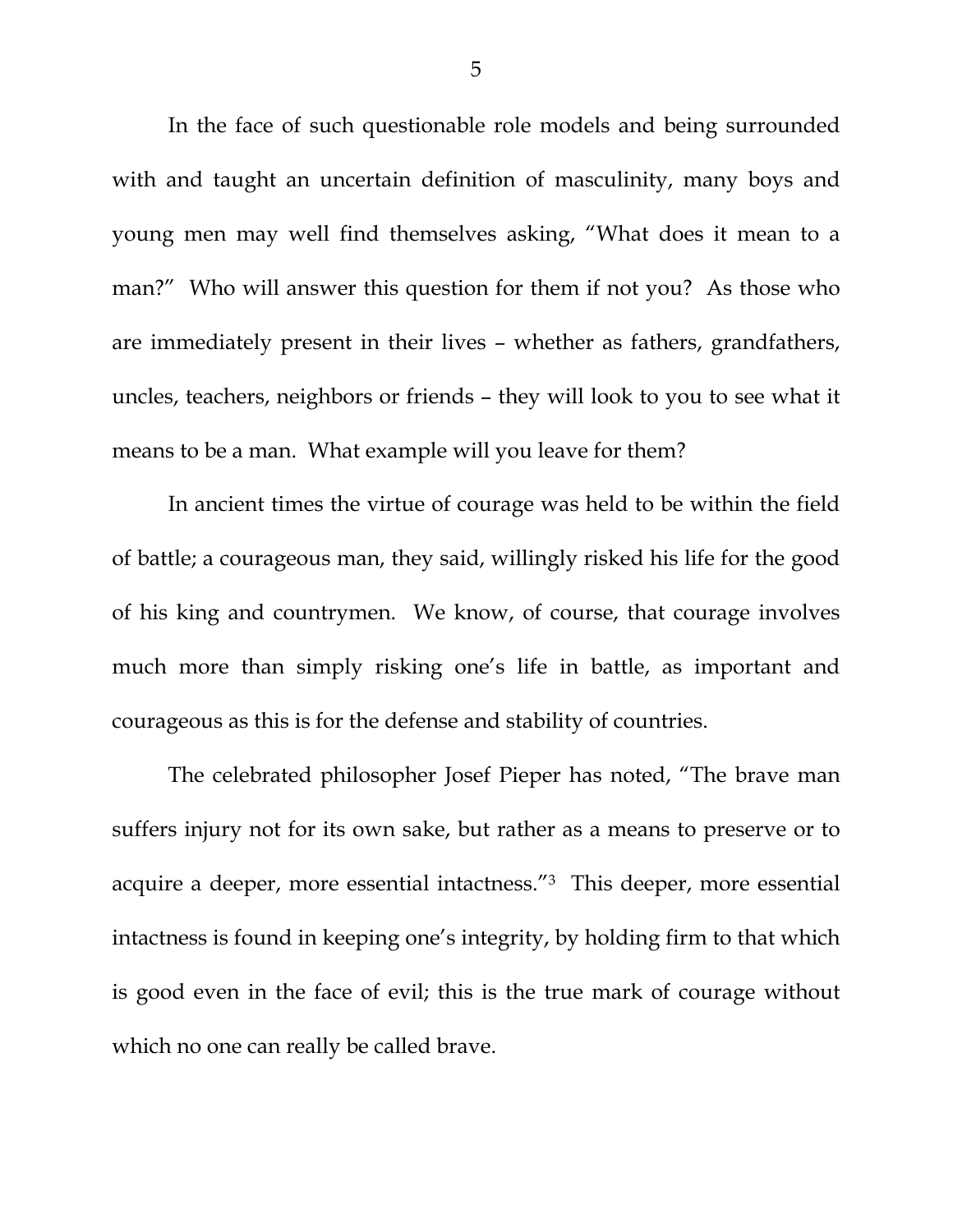In the face of such questionable role models and being surrounded with and taught an uncertain definition of masculinity, many boys and young men may well find themselves asking, "What does it mean to a man?" Who will answer this question for them if not you? As those who are immediately present in their lives – whether as fathers, grandfathers, uncles, teachers, neighbors or friends – they will look to you to see what it means to be a man. What example will you leave for them?

In ancient times the virtue of courage was held to be within the field of battle; a courageous man, they said, willingly risked his life for the good of his king and countrymen. We know, of course, that courage involves much more than simply risking one's life in battle, as important and courageous as this is for the defense and stability of countries.

The celebrated philosopher Josef Pieper has noted, "The brave man suffers injury not for its own sake, but rather as a means to preserve or to acquire a deeper, more essential intactness."[3] This deeper, more essential intactness is found in keeping one's integrity, by holding firm to that which is good even in the face of evil; this is the true mark of courage without which no one can really be called brave.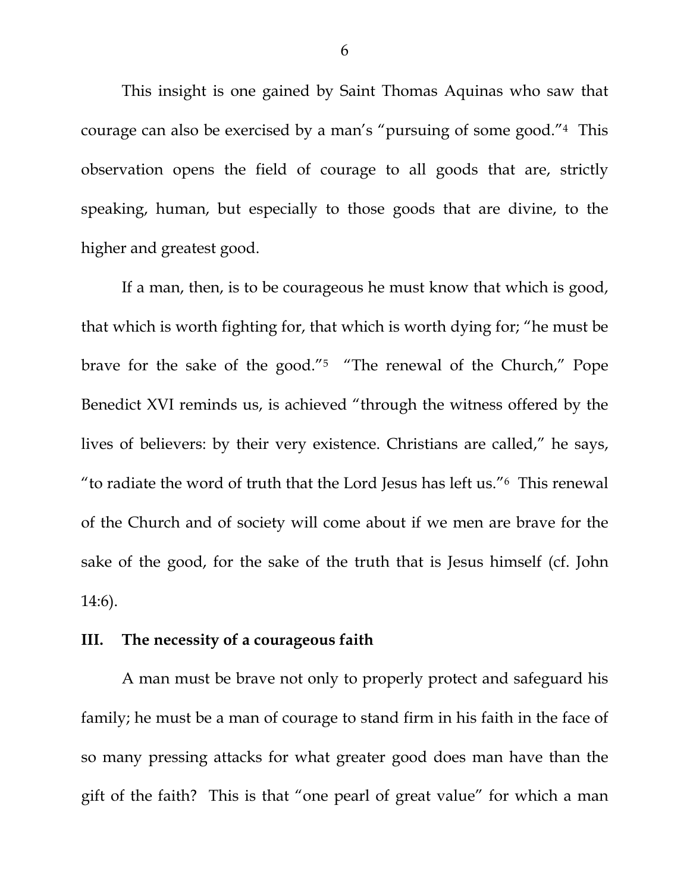This insight is one gained by Saint Thomas Aquinas who saw that courage can also be exercised by a man's "pursuing of some good."[4] This observation opens the field of courage to all goods that are, strictly speaking, human, but especially to those goods that are divine, to the higher and greatest good.

If a man, then, is to be courageous he must know that which is good, that which is worth fighting for, that which is worth dying for; "he must be brave for the sake of the good."[5] "The renewal of the Church," Pope Benedict XVI reminds us, is achieved "through the witness offered by the lives of believers: by their very existence. Christians are called," he says, "to radiate the word of truth that the Lord Jesus has left us."[6] This renewal of the Church and of society will come about if we men are brave for the sake of the good, for the sake of the truth that is Jesus himself (cf. John 14:6).

## III. The necessity of a courageous faith

A man must be brave not only to properly protect and safeguard his family; he must be a man of courage to stand firm in his faith in the face of so many pressing attacks for what greater good does man have than the gift of the faith? This is that "one pearl of great value" for which a man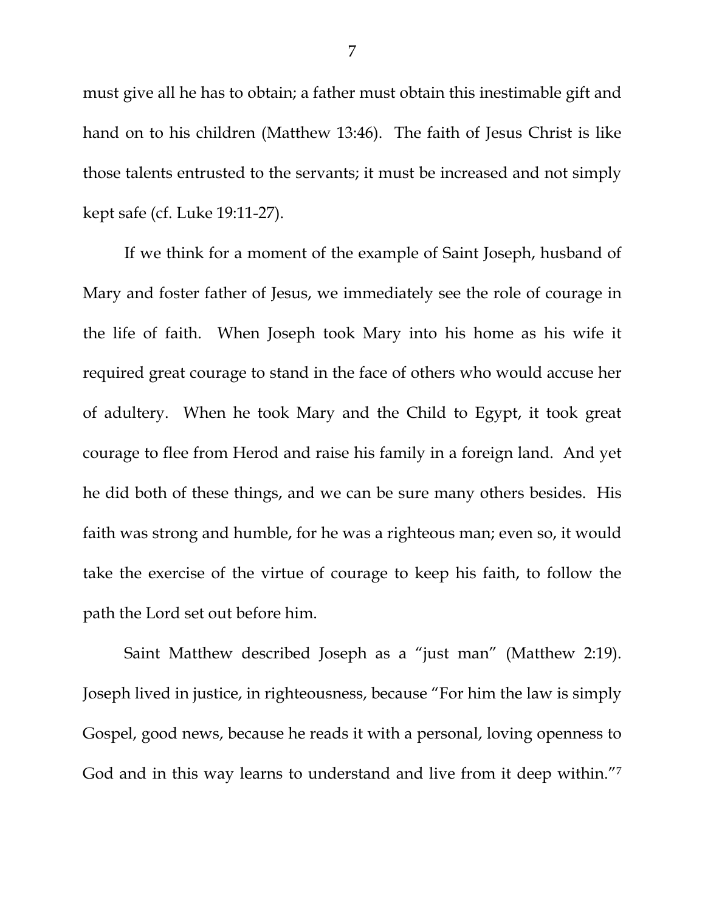must give all he has to obtain; a father must obtain this inestimable gift and hand on to his children (Matthew 13:46). The faith of Jesus Christ is like those talents entrusted to the servants; it must be increased and not simply kept safe (cf. Luke 19:11-27).

If we think for a moment of the example of Saint Joseph, husband of Mary and foster father of Jesus, we immediately see the role of courage in the life of faith. When Joseph took Mary into his home as his wife it required great courage to stand in the face of others who would accuse her of adultery. When he took Mary and the Child to Egypt, it took great courage to flee from Herod and raise his family in a foreign land. And yet he did both of these things, and we can be sure many others besides. His faith was strong and humble, for he was a righteous man; even so, it would take the exercise of the virtue of courage to keep his faith, to follow the path the Lord set out before him.

Saint Matthew described Joseph as a "just man" (Matthew 2:19). Joseph lived in justice, in righteousness, because "For him the law is simply Gospel, good news, because he reads it with a personal, loving openness to God and in this way learns to understand and live from it deep within."[7]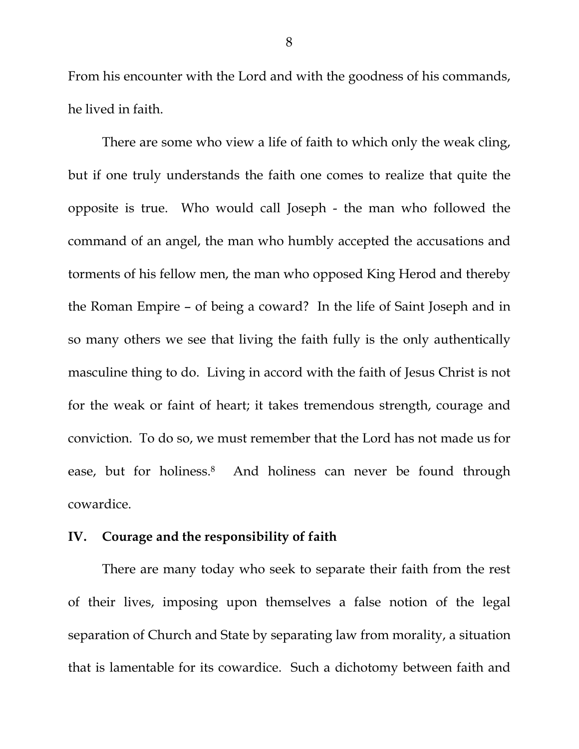From his encounter with the Lord and with the goodness of his commands, he lived in faith.

There are some who view a life of faith to which only the weak cling, but if one truly understands the faith one comes to realize that quite the opposite is true. Who would call Joseph - the man who followed the command of an angel, the man who humbly accepted the accusations and torments of his fellow men, the man who opposed King Herod and thereby the Roman Empire – of being a coward? In the life of Saint Joseph and in so many others we see that living the faith fully is the only authentically masculine thing to do. Living in accord with the faith of Jesus Christ is not for the weak or faint of heart; it takes tremendous strength, courage and conviction. To do so, we must remember that the Lord has not made us for ease, but for holiness.[8] And holiness can never be found through cowardice.

## IV. Courage and the responsibility of faith

There are many today who seek to separate their faith from the rest of their lives, imposing upon themselves a false notion of the legal separation of Church and State by separating law from morality, a situation that is lamentable for its cowardice. Such a dichotomy between faith and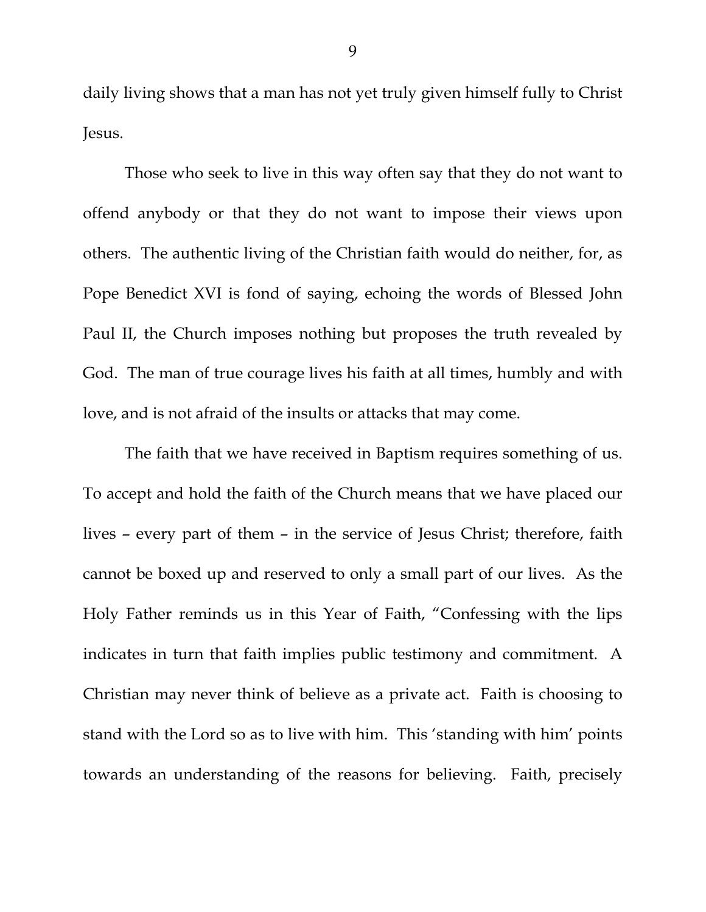daily living shows that a man has not yet truly given himself fully to Christ Jesus.

Those who seek to live in this way often say that they do not want to offend anybody or that they do not want to impose their views upon others. The authentic living of the Christian faith would do neither, for, as Pope Benedict XVI is fond of saying, echoing the words of Blessed John Paul II, the Church imposes nothing but proposes the truth revealed by God. The man of true courage lives his faith at all times, humbly and with love, and is not afraid of the insults or attacks that may come.

The faith that we have received in Baptism requires something of us. To accept and hold the faith of the Church means that we have placed our lives – every part of them – in the service of Jesus Christ; therefore, faith cannot be boxed up and reserved to only a small part of our lives. As the Holy Father reminds us in this Year of Faith, "Confessing with the lips indicates in turn that faith implies public testimony and commitment. A Christian may never think of believe as a private act. Faith is choosing to stand with the Lord so as to live with him. This 'standing with him' points towards an understanding of the reasons for believing. Faith, precisely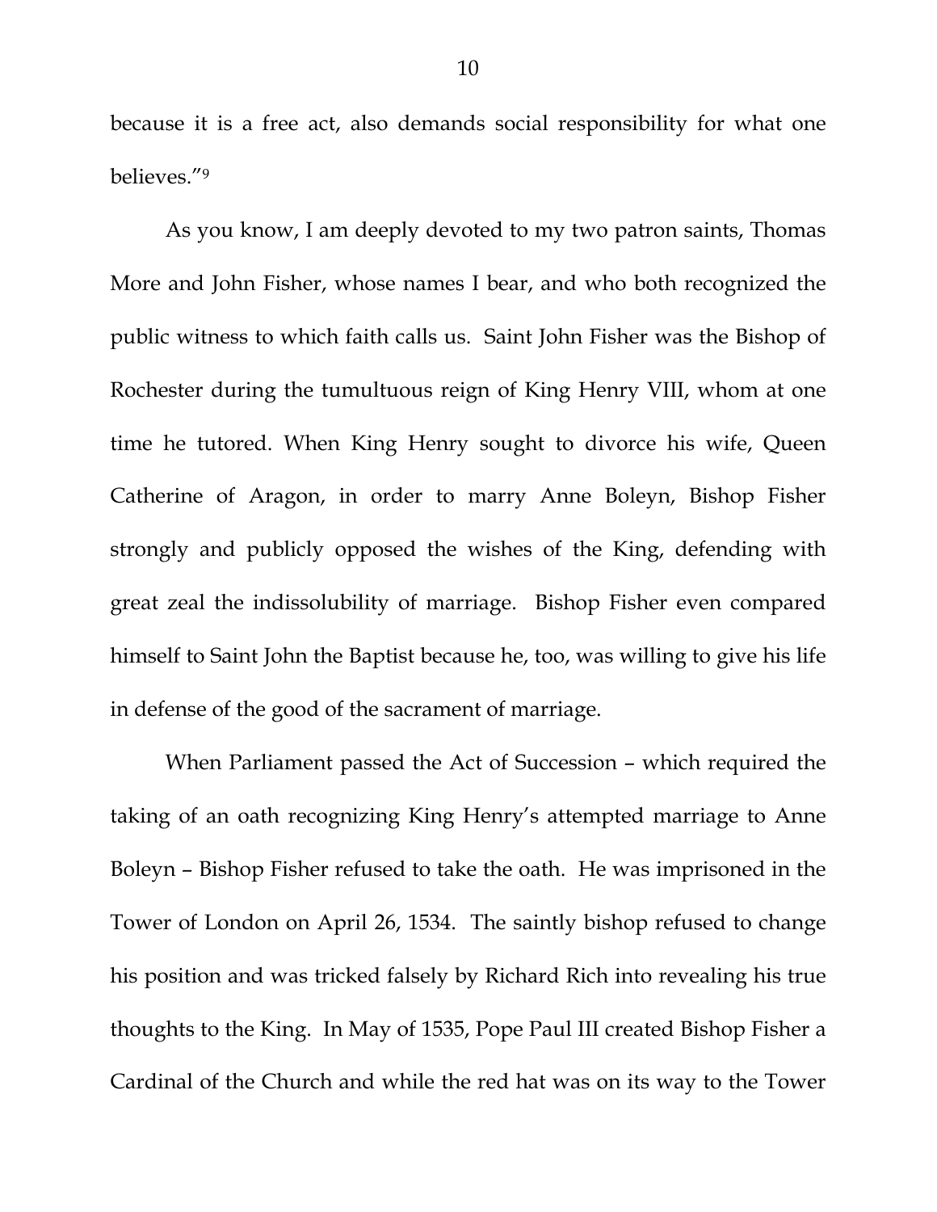because it is a free act, also demands social responsibility for what one believes."[9]

As you know, I am deeply devoted to my two patron saints, Thomas More and John Fisher, whose names I bear, and who both recognized the public witness to which faith calls us. Saint John Fisher was the Bishop of Rochester during the tumultuous reign of King Henry VIII, whom at one time he tutored. When King Henry sought to divorce his wife, Queen Catherine of Aragon, in order to marry Anne Boleyn, Bishop Fisher strongly and publicly opposed the wishes of the King, defending with great zeal the indissolubility of marriage. Bishop Fisher even compared himself to Saint John the Baptist because he, too, was willing to give his life in defense of the good of the sacrament of marriage.

When Parliament passed the Act of Succession – which required the taking of an oath recognizing King Henry's attempted marriage to Anne Boleyn – Bishop Fisher refused to take the oath. He was imprisoned in the Tower of London on April 26, 1534. The saintly bishop refused to change his position and was tricked falsely by Richard Rich into revealing his true thoughts to the King. In May of 1535, Pope Paul III created Bishop Fisher a Cardinal of the Church and while the red hat was on its way to the Tower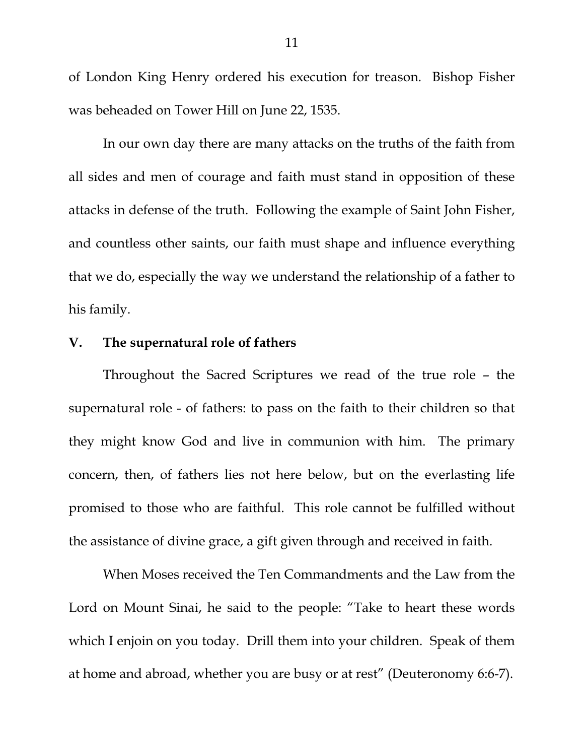of London King Henry ordered his execution for treason. Bishop Fisher was beheaded on Tower Hill on June 22, 1535.

In our own day there are many attacks on the truths of the faith from all sides and men of courage and faith must stand in opposition of these attacks in defense of the truth. Following the example of Saint John Fisher, and countless other saints, our faith must shape and influence everything that we do, especially the way we understand the relationship of a father to his family.

## V. The supernatural role of fathers

Throughout the Sacred Scriptures we read of the true role – the supernatural role - of fathers: to pass on the faith to their children so that they might know God and live in communion with him. The primary concern, then, of fathers lies not here below, but on the everlasting life promised to those who are faithful. This role cannot be fulfilled without the assistance of divine grace, a gift given through and received in faith.

When Moses received the Ten Commandments and the Law from the Lord on Mount Sinai, he said to the people: "Take to heart these words which I enjoin on you today. Drill them into your children. Speak of them at home and abroad, whether you are busy or at rest" (Deuteronomy 6:6-7).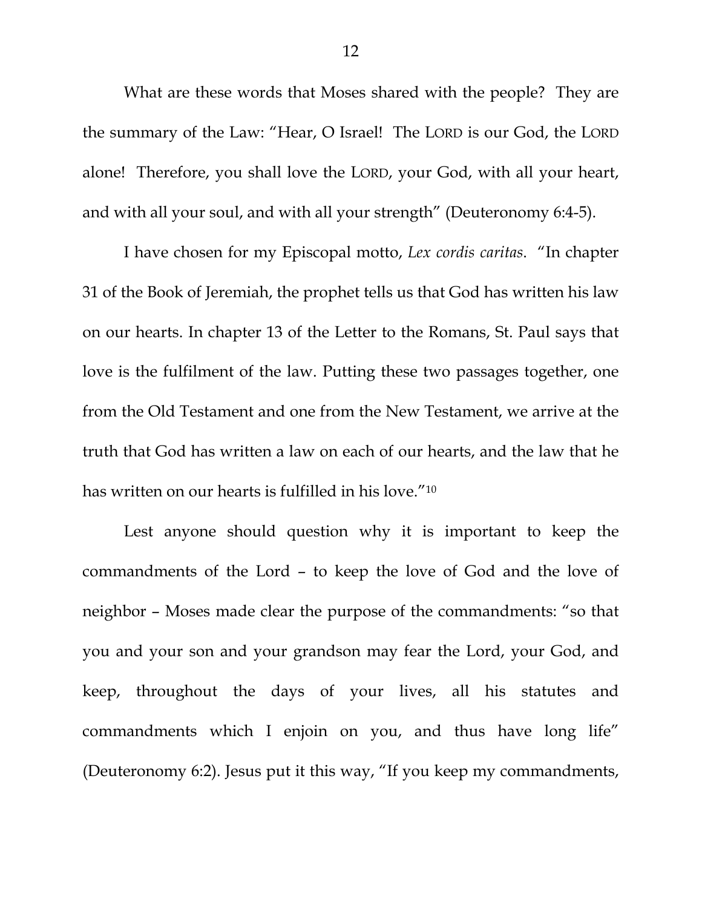What are these words that Moses shared with the people? They are the summary of the Law: "Hear, O Israel! The LORD is our God, the LORD alone! Therefore, you shall love the LORD, your God, with all your heart, and with all your soul, and with all your strength" (Deuteronomy 6:4-5).

I have chosen for my Episcopal motto, *Lex cordis caritas*. "In chapter 31 of the Book of Jeremiah, the prophet tells us that God has written his law on our hearts. In chapter 13 of the Letter to the Romans, St. Paul says that love is the fulfilment of the law. Putting these two passages together, one from the Old Testament and one from the New Testament, we arrive at the truth that God has written a law on each of our hearts, and the law that he has written on our hearts is fulfilled in his love."[10]

Lest anyone should question why it is important to keep the commandments of the Lord – to keep the love of God and the love of neighbor – Moses made clear the purpose of the commandments: "so that you and your son and your grandson may fear the Lord, your God, and keep, throughout the days of your lives, all his statutes and commandments which I enjoin on you, and thus have long life" (Deuteronomy 6:2). Jesus put it this way, "If you keep my commandments,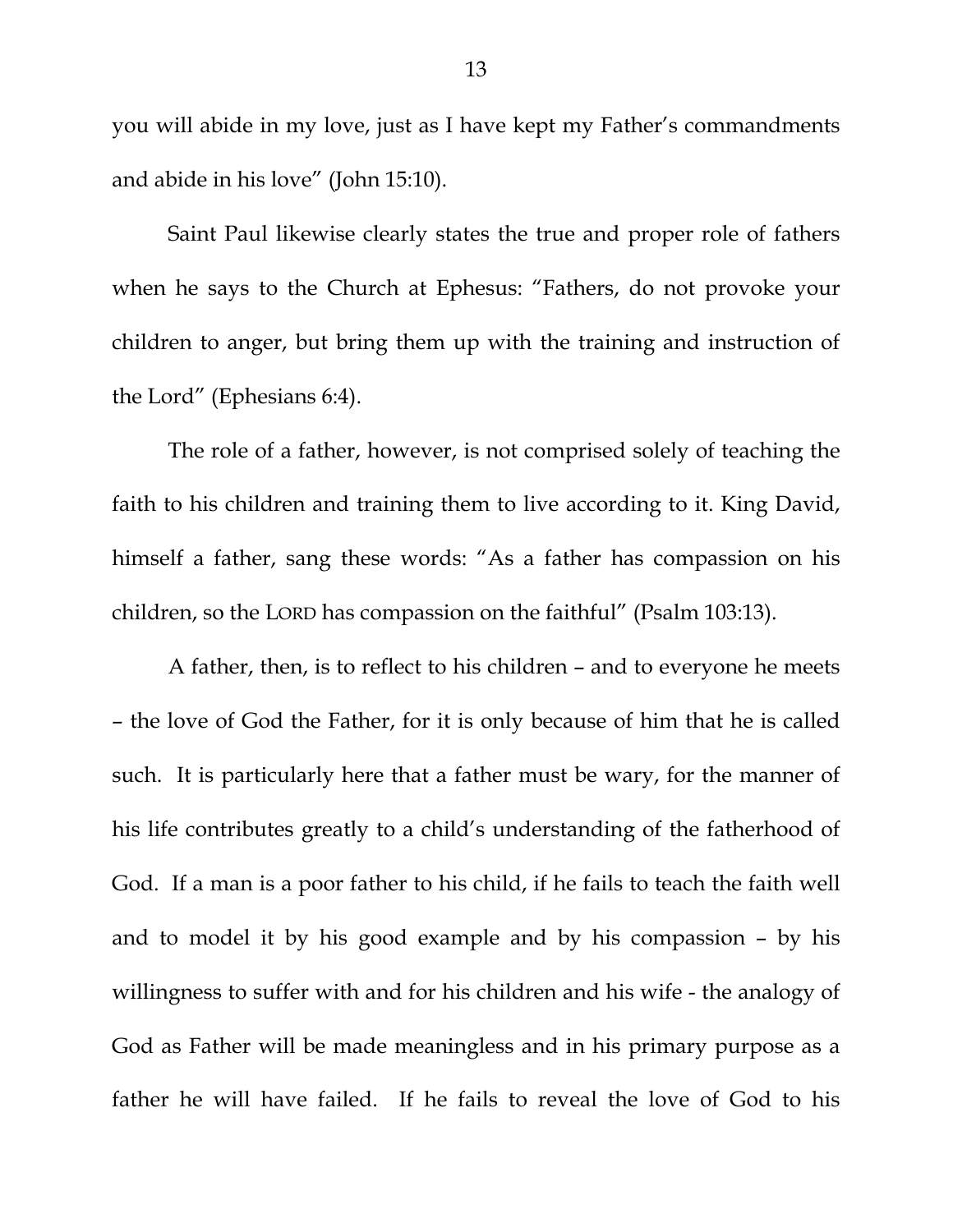you will abide in my love, just as I have kept my Father's commandments and abide in his love" (John 15:10).

Saint Paul likewise clearly states the true and proper role of fathers when he says to the Church at Ephesus: "Fathers, do not provoke your children to anger, but bring them up with the training and instruction of the Lord" (Ephesians 6:4).

The role of a father, however, is not comprised solely of teaching the faith to his children and training them to live according to it. King David, himself a father, sang these words: "As a father has compassion on his children, so the LORD has compassion on the faithful" (Psalm 103:13).

A father, then, is to reflect to his children – and to everyone he meets – the love of God the Father, for it is only because of him that he is called such. It is particularly here that a father must be wary, for the manner of his life contributes greatly to a child's understanding of the fatherhood of God. If a man is a poor father to his child, if he fails to teach the faith well and to model it by his good example and by his compassion – by his willingness to suffer with and for his children and his wife - the analogy of God as Father will be made meaningless and in his primary purpose as a father he will have failed. If he fails to reveal the love of God to his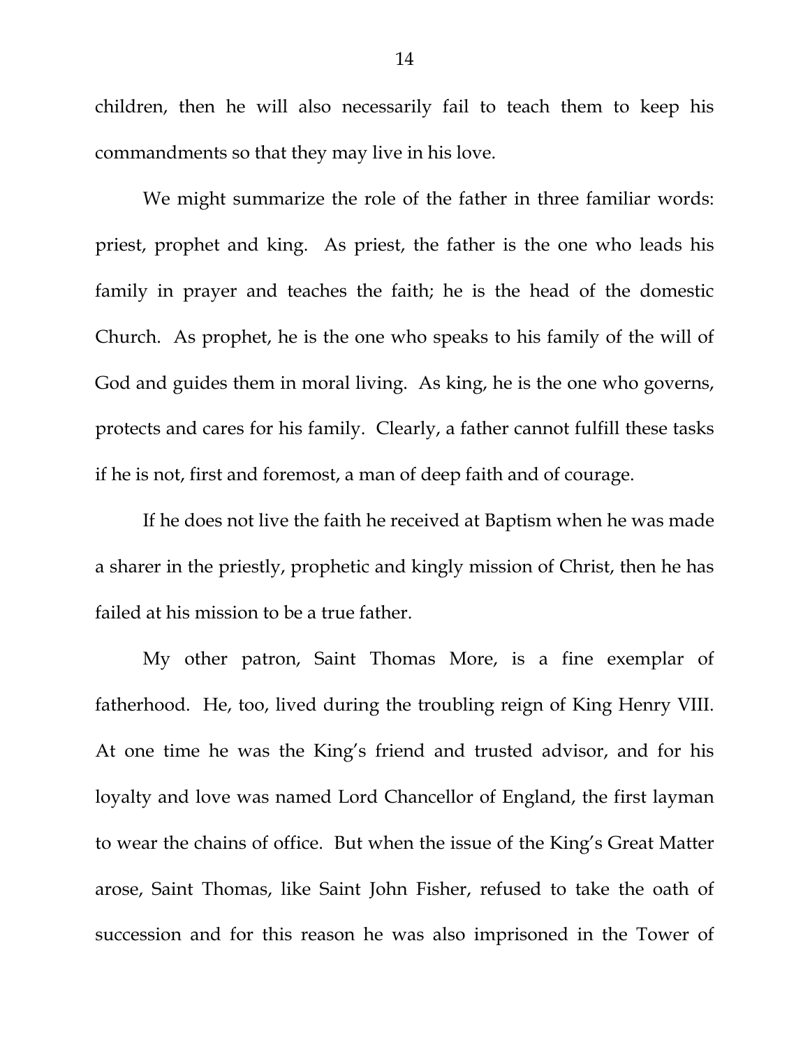children, then he will also necessarily fail to teach them to keep his commandments so that they may live in his love.

We might summarize the role of the father in three familiar words: priest, prophet and king. As priest, the father is the one who leads his family in prayer and teaches the faith; he is the head of the domestic Church. As prophet, he is the one who speaks to his family of the will of God and guides them in moral living. As king, he is the one who governs, protects and cares for his family. Clearly, a father cannot fulfill these tasks if he is not, first and foremost, a man of deep faith and of courage.

If he does not live the faith he received at Baptism when he was made a sharer in the priestly, prophetic and kingly mission of Christ, then he has failed at his mission to be a true father.

My other patron, Saint Thomas More, is a fine exemplar of fatherhood. He, too, lived during the troubling reign of King Henry VIII. At one time he was the King's friend and trusted advisor, and for his loyalty and love was named Lord Chancellor of England, the first layman to wear the chains of office. But when the issue of the King's Great Matter arose, Saint Thomas, like Saint John Fisher, refused to take the oath of succession and for this reason he was also imprisoned in the Tower of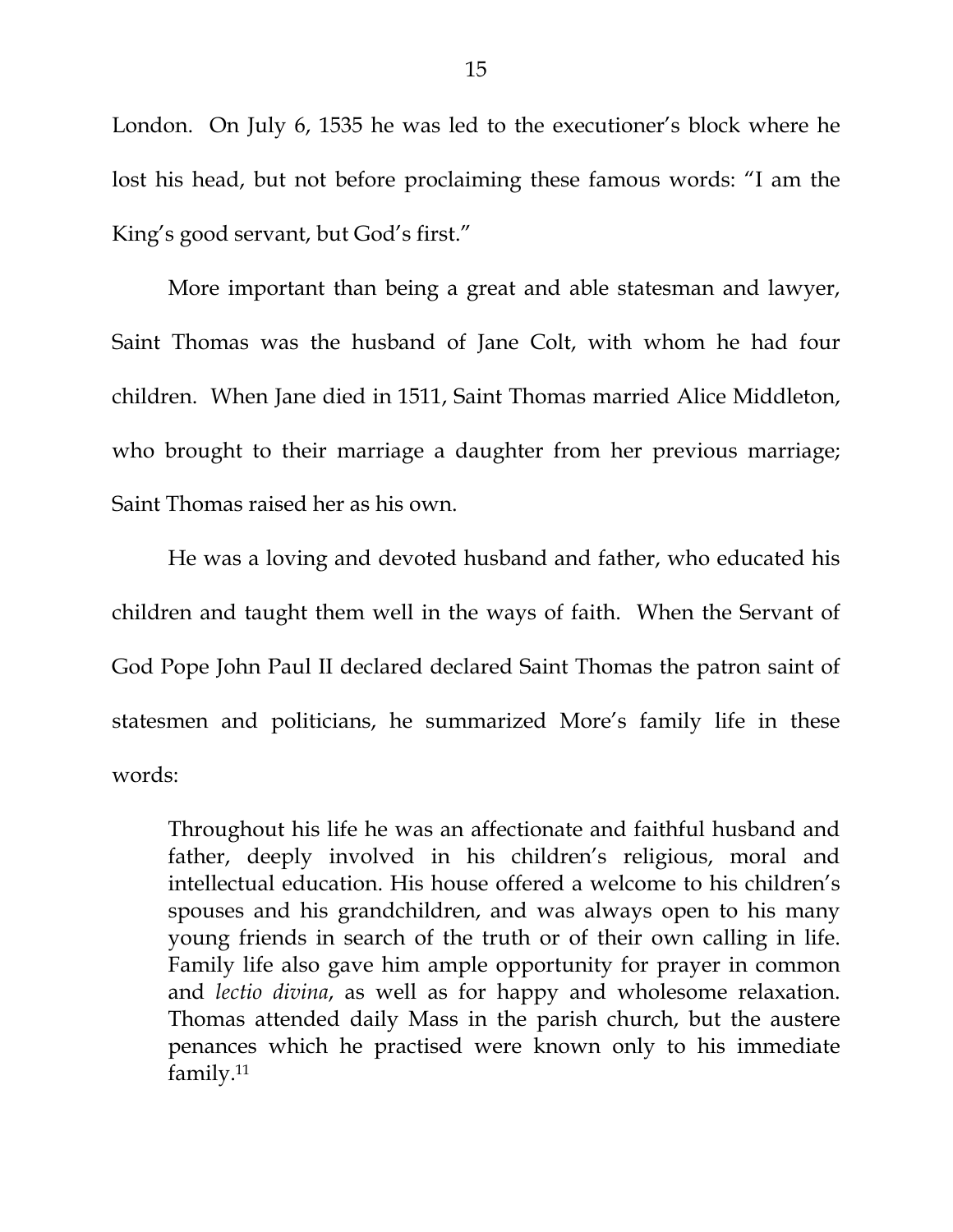London. On July 6, 1535 he was led to the executioner's block where he lost his head, but not before proclaiming these famous words: "I am the King's good servant, but God's first."

More important than being a great and able statesman and lawyer, Saint Thomas was the husband of Jane Colt, with whom he had four children. When Jane died in 1511, Saint Thomas married Alice Middleton, who brought to their marriage a daughter from her previous marriage; Saint Thomas raised her as his own.

He was a loving and devoted husband and father, who educated his children and taught them well in the ways of faith. When the Servant of God Pope John Paul II declared declared Saint Thomas the patron saint of statesmen and politicians, he summarized More's family life in these words:

> Throughout his life he was an affectionate and faithful husband and father, deeply involved in his children's religious, moral and intellectual education. His house offered a welcome to his children's spouses and his grandchildren, and was always open to his many young friends in search of the truth or of their own calling in life. Family life also gave him ample opportunity for prayer in common and *lectio divina*, as well as for happy and wholesome relaxation. Thomas attended daily Mass in the parish church, but the austere penances which he practised were known only to his immediate family.[11]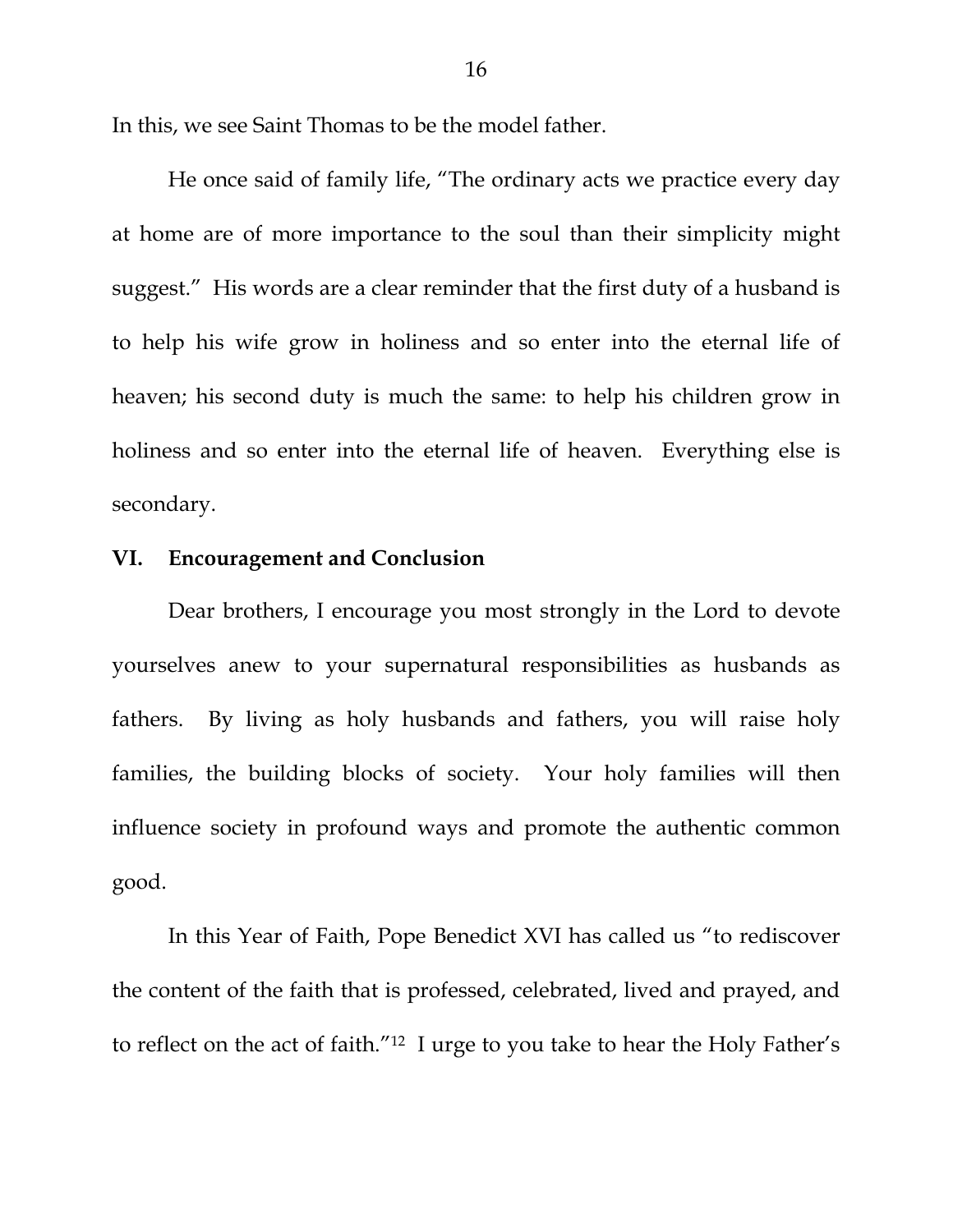In this, we see Saint Thomas to be the model father.

He once said of family life, "The ordinary acts we practice every day at home are of more importance to the soul than their simplicity might suggest." His words are a clear reminder that the first duty of a husband is to help his wife grow in holiness and so enter into the eternal life of heaven; his second duty is much the same: to help his children grow in holiness and so enter into the eternal life of heaven. Everything else is secondary.

## VI. Encouragement and Conclusion

Dear brothers, I encourage you most strongly in the Lord to devote yourselves anew to your supernatural responsibilities as husbands as fathers. By living as holy husbands and fathers, you will raise holy families, the building blocks of society. Your holy families will then influence society in profound ways and promote the authentic common good.

In this Year of Faith, Pope Benedict XVI has called us "to rediscover the content of the faith that is professed, celebrated, lived and prayed, and to reflect on the act of faith."[12] I urge to you take to hear the Holy Father's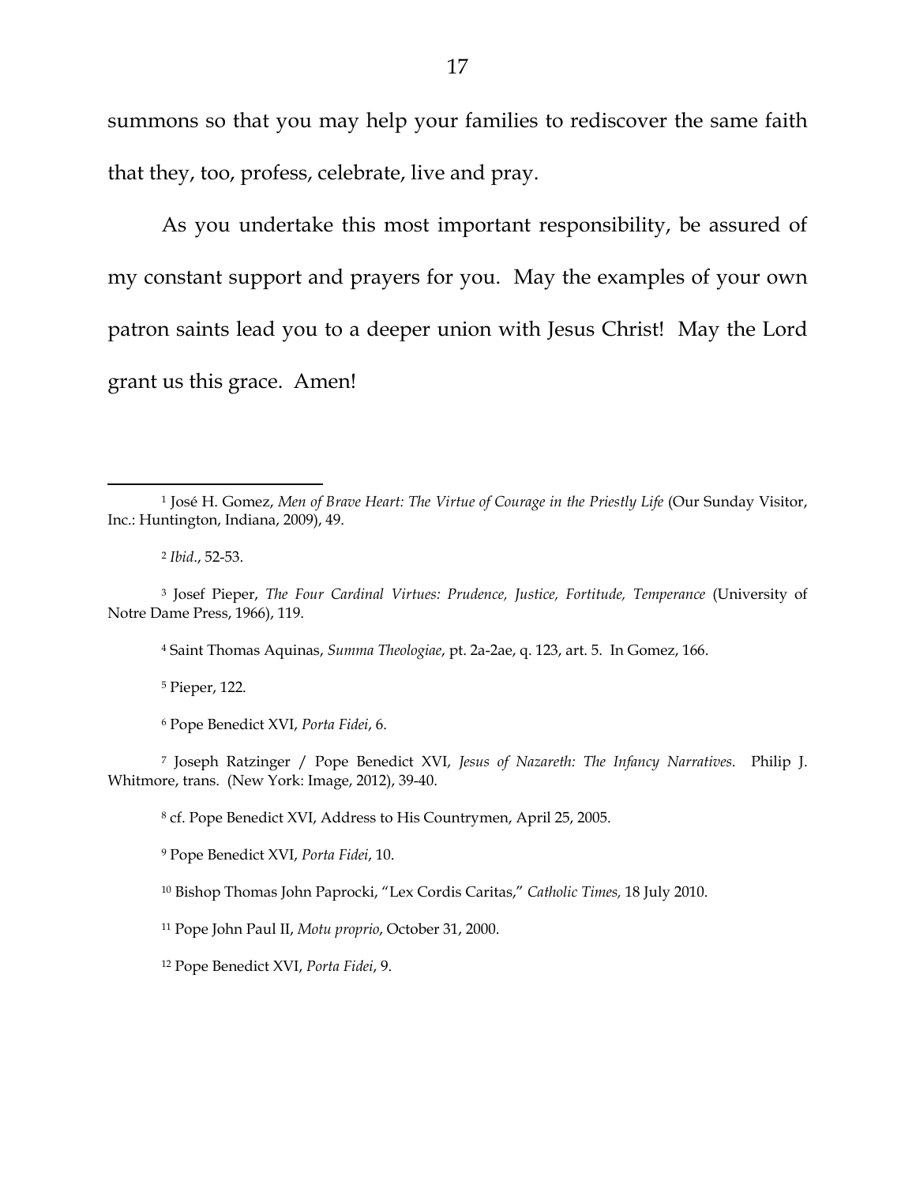summons so that you may help your families to rediscover the same faith that they, too, profess, celebrate, live and pray.

As you undertake this most important responsibility, be assured of my constant support and prayers for you. May the examples of your own patron saints lead you to a deeper union with Jesus Christ! May the Lord grant us this grace. Amen!

---

[1] José H. Gomez, *Men of Brave Heart: The Virtue of Courage in the Priestly Life* (Our Sunday Visitor, Inc.: Huntington, Indiana, 2009), 49.

[2] *Ibid*., 52-53.

[3] Josef Pieper, *The Four Cardinal Virtues: Prudence, Justice, Fortitude, Temperance* (University of Notre Dame Press, 1966), 119.

[4] Saint Thomas Aquinas, *Summa Theologiae*, pt. 2a-2ae, q. 123, art. 5. In Gomez, 166.

[5] Pieper, 122.

[6] Pope Benedict XVI, *Porta Fidei*, 6.

[7] Joseph Ratzinger / Pope Benedict XVI, *Jesus of Nazareth: The Infancy Narratives*. Philip J. Whitmore, trans. (New York: Image, 2012), 39-40.

[8] cf. Pope Benedict XVI, Address to His Countrymen, April 25, 2005.

[9] Pope Benedict XVI, *Porta Fidei*, 10.

[10] Bishop Thomas John Paprocki, "Lex Cordis Caritas," *Catholic Times,* 18 July 2010.

[11] Pope John Paul II, *Motu proprio*, October 31, 2000.

[12] Pope Benedict XVI, *Porta Fidei*, 9.